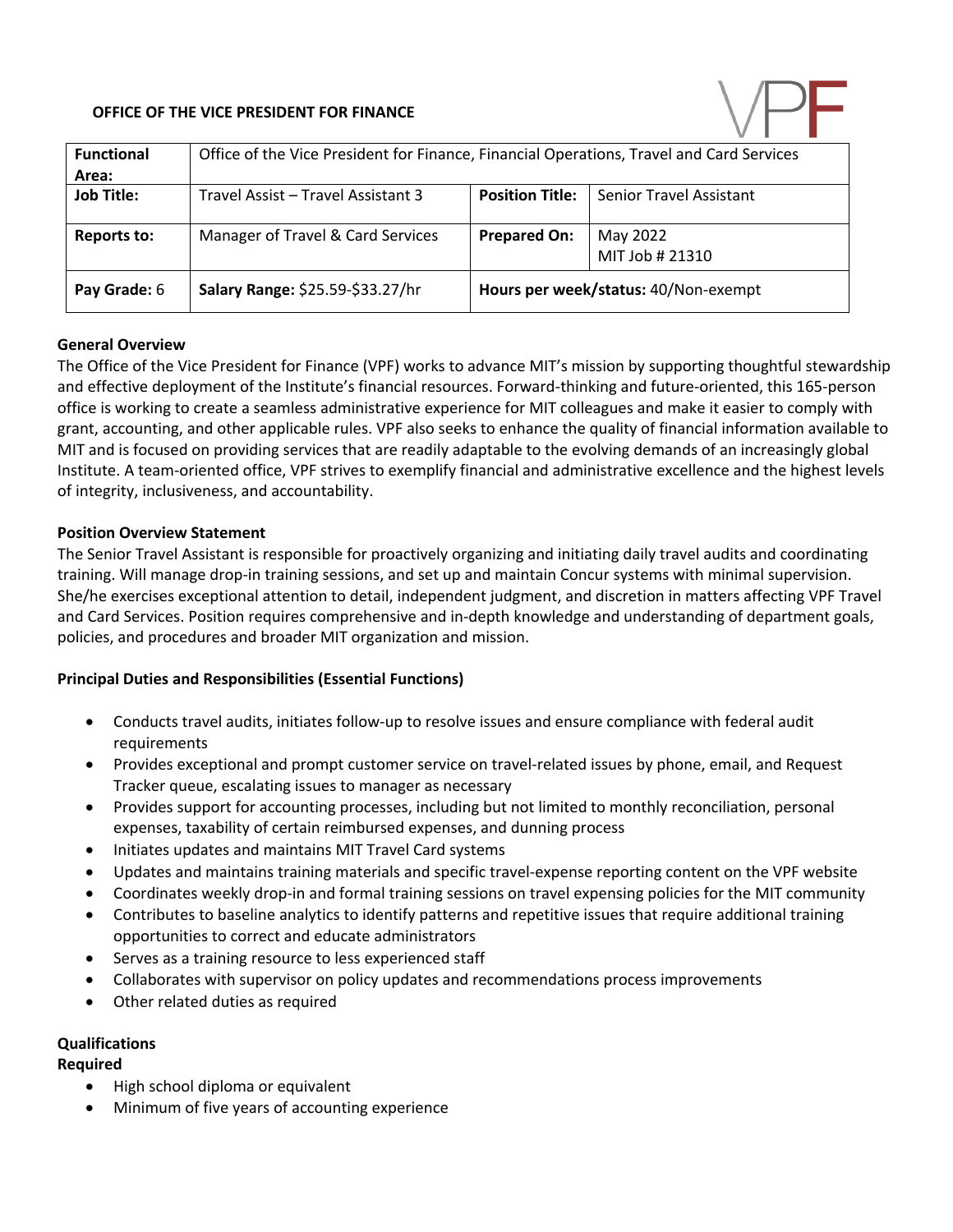**OFFICE OF THE VICE PRESIDENT FOR FINANCE**

VPF

| **Functional Area:** | Office of the Vice President for Finance, Financial Operations, Travel and Card Services | | |
|---|---|---|---|
| **Job Title:** | Travel Assist – Travel Assistant 3 | **Position Title:** | Senior Travel Assistant |
| **Reports to:** | Manager of Travel & Card Services | **Prepared On:** | May 2022<br>MIT Job # 21310 |
| **Pay Grade:** 6 | **Salary Range:** $25.59-$33.27/hr | **Hours per week/status:** 40/Non-exempt | |

**General Overview**

The Office of the Vice President for Finance (VPF) works to advance MIT's mission by supporting thoughtful stewardship and effective deployment of the Institute's financial resources. Forward-thinking and future-oriented, this 165-person office is working to create a seamless administrative experience for MIT colleagues and make it easier to comply with grant, accounting, and other applicable rules. VPF also seeks to enhance the quality of financial information available to MIT and is focused on providing services that are readily adaptable to the evolving demands of an increasingly global Institute. A team-oriented office, VPF strives to exemplify financial and administrative excellence and the highest levels of integrity, inclusiveness, and accountability.

**Position Overview Statement**

The Senior Travel Assistant is responsible for proactively organizing and initiating daily travel audits and coordinating training. Will manage drop-in training sessions, and set up and maintain Concur systems with minimal supervision. She/he exercises exceptional attention to detail, independent judgment, and discretion in matters affecting VPF Travel and Card Services. Position requires comprehensive and in-depth knowledge and understanding of department goals, policies, and procedures and broader MIT organization and mission.

**Principal Duties and Responsibilities (Essential Functions)**

- Conducts travel audits, initiates follow-up to resolve issues and ensure compliance with federal audit requirements
- Provides exceptional and prompt customer service on travel-related issues by phone, email, and Request Tracker queue, escalating issues to manager as necessary
- Provides support for accounting processes, including but not limited to monthly reconciliation, personal expenses, taxability of certain reimbursed expenses, and dunning process
- Initiates updates and maintains MIT Travel Card systems
- Updates and maintains training materials and specific travel-expense reporting content on the VPF website
- Coordinates weekly drop-in and formal training sessions on travel expensing policies for the MIT community
- Contributes to baseline analytics to identify patterns and repetitive issues that require additional training opportunities to correct and educate administrators
- Serves as a training resource to less experienced staff
- Collaborates with supervisor on policy updates and recommendations process improvements
- Other related duties as required

**Qualifications**

**Required**

- High school diploma or equivalent
- Minimum of five years of accounting experience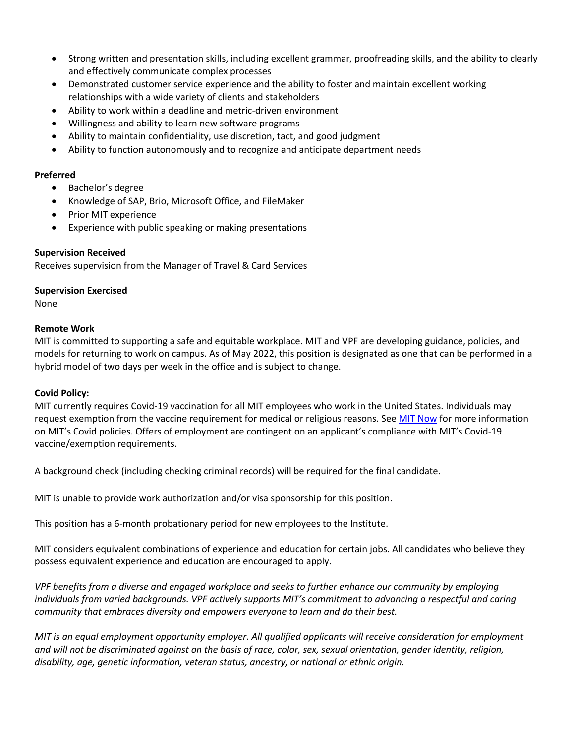- Strong written and presentation skills, including excellent grammar, proofreading skills, and the ability to clearly and effectively communicate complex processes
- Demonstrated customer service experience and the ability to foster and maintain excellent working relationships with a wide variety of clients and stakeholders
- Ability to work within a deadline and metric-driven environment
- Willingness and ability to learn new software programs
- Ability to maintain confidentiality, use discretion, tact, and good judgment
- Ability to function autonomously and to recognize and anticipate department needs

**Preferred**

- Bachelor's degree
- Knowledge of SAP, Brio, Microsoft Office, and FileMaker
- Prior MIT experience
- Experience with public speaking or making presentations

**Supervision Received**

Receives supervision from the Manager of Travel & Card Services

**Supervision Exercised**

None

**Remote Work**

MIT is committed to supporting a safe and equitable workplace. MIT and VPF are developing guidance, policies, and models for returning to work on campus. As of May 2022, this position is designated as one that can be performed in a hybrid model of two days per week in the office and is subject to change.

**Covid Policy:**

MIT currently requires Covid-19 vaccination for all MIT employees who work in the United States. Individuals may request exemption from the vaccine requirement for medical or religious reasons. See [MIT Now] for more information on MIT's Covid policies. Offers of employment are contingent on an applicant's compliance with MIT's Covid-19 vaccine/exemption requirements.

A background check (including checking criminal records) will be required for the final candidate.

MIT is unable to provide work authorization and/or visa sponsorship for this position.

This position has a 6-month probationary period for new employees to the Institute.

MIT considers equivalent combinations of experience and education for certain jobs. All candidates who believe they possess equivalent experience and education are encouraged to apply.

*VPF benefits from a diverse and engaged workplace and seeks to further enhance our community by employing individuals from varied backgrounds. VPF actively supports MIT's commitment to advancing a respectful and caring community that embraces diversity and empowers everyone to learn and do their best.*

*MIT is an equal employment opportunity employer. All qualified applicants will receive consideration for employment and will not be discriminated against on the basis of race, color, sex, sexual orientation, gender identity, religion, disability, age, genetic information, veteran status, ancestry, or national or ethnic origin.*